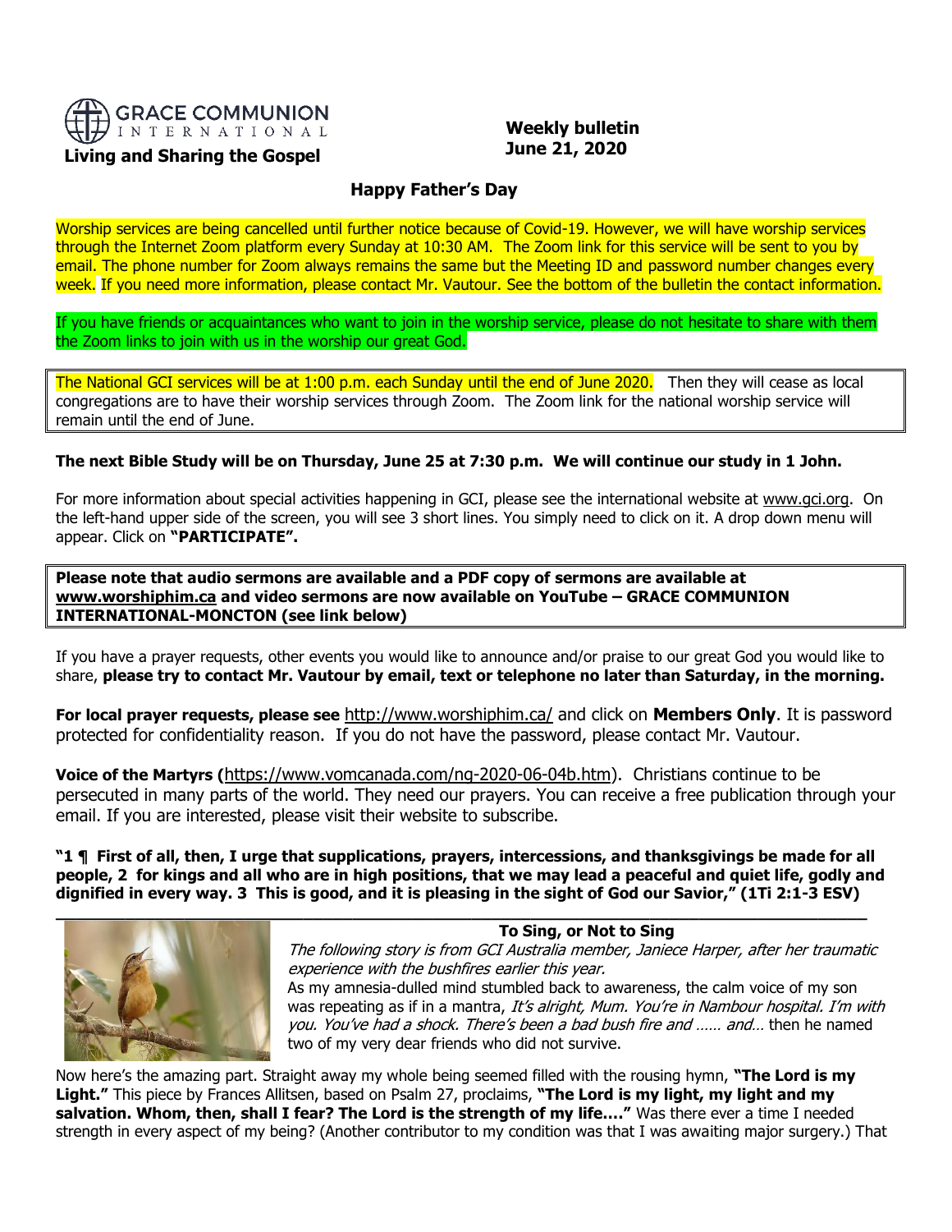GRACE COMMUNION INTERNATIONAL

**Living and Sharing the Gospel**

**Weekly bulletin**
**June 21, 2020**

## Happy Father's Day

Worship services are being cancelled until further notice because of Covid-19. However, we will have worship services through the Internet Zoom platform every Sunday at 10:30 AM. The Zoom link for this service will be sent to you by email. The phone number for Zoom always remains the same but the Meeting ID and password number changes every week. If you need more information, please contact Mr. Vautour. See the bottom of the bulletin the contact information.

If you have friends or acquaintances who want to join in the worship service, please do not hesitate to share with them the Zoom links to join with us in the worship our great God.

The National GCI services will be at 1:00 p.m. each Sunday until the end of June 2020. Then they will cease as local congregations are to have their worship services through Zoom. The Zoom link for the national worship service will remain until the end of June.

**The next Bible Study will be on Thursday, June 25 at 7:30 p.m. We will continue our study in 1 John.**

For more information about special activities happening in GCI, please see the international website at www.gci.org. On the left-hand upper side of the screen, you will see 3 short lines. You simply need to click on it. A drop down menu will appear. Click on **"PARTICIPATE".**

**Please note that audio sermons are available and a PDF copy of sermons are available at www.worshiphim.ca and video sermons are now available on YouTube – GRACE COMMUNION INTERNATIONAL-MONCTON (see link below)**

If you have a prayer requests, other events you would like to announce and/or praise to our great God you would like to share, **please try to contact Mr. Vautour by email, text or telephone no later than Saturday, in the morning.**

**For local prayer requests, please see** http://www.worshiphim.ca/ and click on **Members Only**. It is password protected for confidentiality reason. If you do not have the password, please contact Mr. Vautour.

**Voice of the Martyrs (**https://www.vomcanada.com/ng-2020-06-04b.htm). Christians continue to be persecuted in many parts of the world. They need our prayers. You can receive a free publication through your email. If you are interested, please visit their website to subscribe.

**"1 ¶ First of all, then, I urge that supplications, prayers, intercessions, and thanksgivings be made for all people, 2 for kings and all who are in high positions, that we may lead a peaceful and quiet life, godly and dignified in every way. 3 This is good, and it is pleasing in the sight of God our Savior," (1Ti 2:1-3 ESV)**

---

### To Sing, or Not to Sing

*The following story is from GCI Australia member, Janiece Harper, after her traumatic experience with the bushfires earlier this year.*

As my amnesia-dulled mind stumbled back to awareness, the calm voice of my son was repeating as if in a mantra, *It's alright, Mum. You're in Nambour hospital. I'm with you. You've had a shock. There's been a bad bush fire and …… and…* then he named two of my very dear friends who did not survive.

Now here's the amazing part. Straight away my whole being seemed filled with the rousing hymn, **"The Lord is my Light."** This piece by Frances Allitsen, based on Psalm 27, proclaims, **"The Lord is my light, my light and my salvation. Whom, then, shall I fear? The Lord is the strength of my life…."** Was there ever a time I needed strength in every aspect of my being? (Another contributor to my condition was that I was awaiting major surgery.) That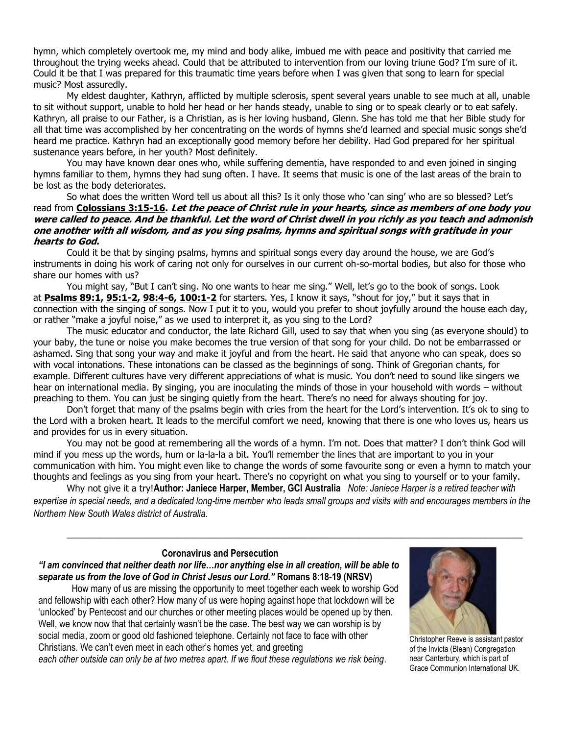hymn, which completely overtook me, my mind and body alike, imbued me with peace and positivity that carried me throughout the trying weeks ahead. Could that be attributed to intervention from our loving triune God? I'm sure of it. Could it be that I was prepared for this traumatic time years before when I was given that song to learn for special music? Most assuredly.

My eldest daughter, Kathryn, afflicted by multiple sclerosis, spent several years unable to see much at all, unable to sit without support, unable to hold her head or her hands steady, unable to sing or to speak clearly or to eat safely. Kathryn, all praise to our Father, is a Christian, as is her loving husband, Glenn. She has told me that her Bible study for all that time was accomplished by her concentrating on the words of hymns she'd learned and special music songs she'd heard me practice. Kathryn had an exceptionally good memory before her debility. Had God prepared for her spiritual sustenance years before, in her youth? Most definitely.

You may have known dear ones who, while suffering dementia, have responded to and even joined in singing hymns familiar to them, hymns they had sung often. I have. It seems that music is one of the last areas of the brain to be lost as the body deteriorates.

So what does the written Word tell us about all this? Is it only those who 'can sing' who are so blessed? Let's read from **Colossians 3:15-16**. ***Let the peace of Christ rule in your hearts, since as members of one body you were called to peace. And be thankful. Let the word of Christ dwell in you richly as you teach and admonish one another with all wisdom, and as you sing psalms, hymns and spiritual songs with gratitude in your hearts to God.***

Could it be that by singing psalms, hymns and spiritual songs every day around the house, we are God's instruments in doing his work of caring not only for ourselves in our current oh-so-mortal bodies, but also for those who share our homes with us?

You might say, "But I can't sing. No one wants to hear me sing." Well, let's go to the book of songs. Look at **Psalms 89:1, 95:1-2, 98:4-6, 100:1-2** for starters. Yes, I know it says, "shout for joy," but it says that in connection with the singing of songs. Now I put it to you, would you prefer to shout joyfully around the house each day, or rather "make a joyful noise," as we used to interpret it, as you sing to the Lord?

The music educator and conductor, the late Richard Gill, used to say that when you sing (as everyone should) to your baby, the tune or noise you make becomes the true version of that song for your child. Do not be embarrassed or ashamed. Sing that song your way and make it joyful and from the heart. He said that anyone who can speak, does so with vocal intonations. These intonations can be classed as the beginnings of song. Think of Gregorian chants, for example. Different cultures have very different appreciations of what is music. You don't need to sound like singers we hear on international media. By singing, you are inoculating the minds of those in your household with words – without preaching to them. You can just be singing quietly from the heart. There's no need for always shouting for joy.

Don't forget that many of the psalms begin with cries from the heart for the Lord's intervention. It's ok to sing to the Lord with a broken heart. It leads to the merciful comfort we need, knowing that there is one who loves us, hears us and provides for us in every situation.

You may not be good at remembering all the words of a hymn. I'm not. Does that matter? I don't think God will mind if you mess up the words, hum or la-la-la a bit. You'll remember the lines that are important to you in your communication with him. You might even like to change the words of some favourite song or even a hymn to match your thoughts and feelings as you sing from your heart. There's no copyright on what you sing to yourself or to your family.

Why not give it a try!**Author: Janiece Harper, Member, GCI Australia** *Note: Janiece Harper is a retired teacher with expertise in special needs, and a dedicated long-time member who leads small groups and visits with and encourages members in the Northern New South Wales district of Australia.*

---

## Coronavirus and Persecution

***"I am convinced that neither death nor life…nor anything else in all creation, will be able to separate us from the love of God in Christ Jesus our Lord."* Romans 8:18-19 (NRSV)**

How many of us are missing the opportunity to meet together each week to worship God and fellowship with each other? How many of us were hoping against hope that lockdown will be 'unlocked' by Pentecost and our churches or other meeting places would be opened up by then. Well, we know now that that certainly wasn't be the case. The best way we can worship is by social media, zoom or good old fashioned telephone. Certainly not face to face with other Christians. We can't even meet in each other's homes yet, and greeting *each other outside can only be at two metres apart. If we flout these regulations we risk being.*

Christopher Reeve is assistant pastor of the Invicta (Blean) Congregation near Canterbury, which is part of Grace Communion International UK.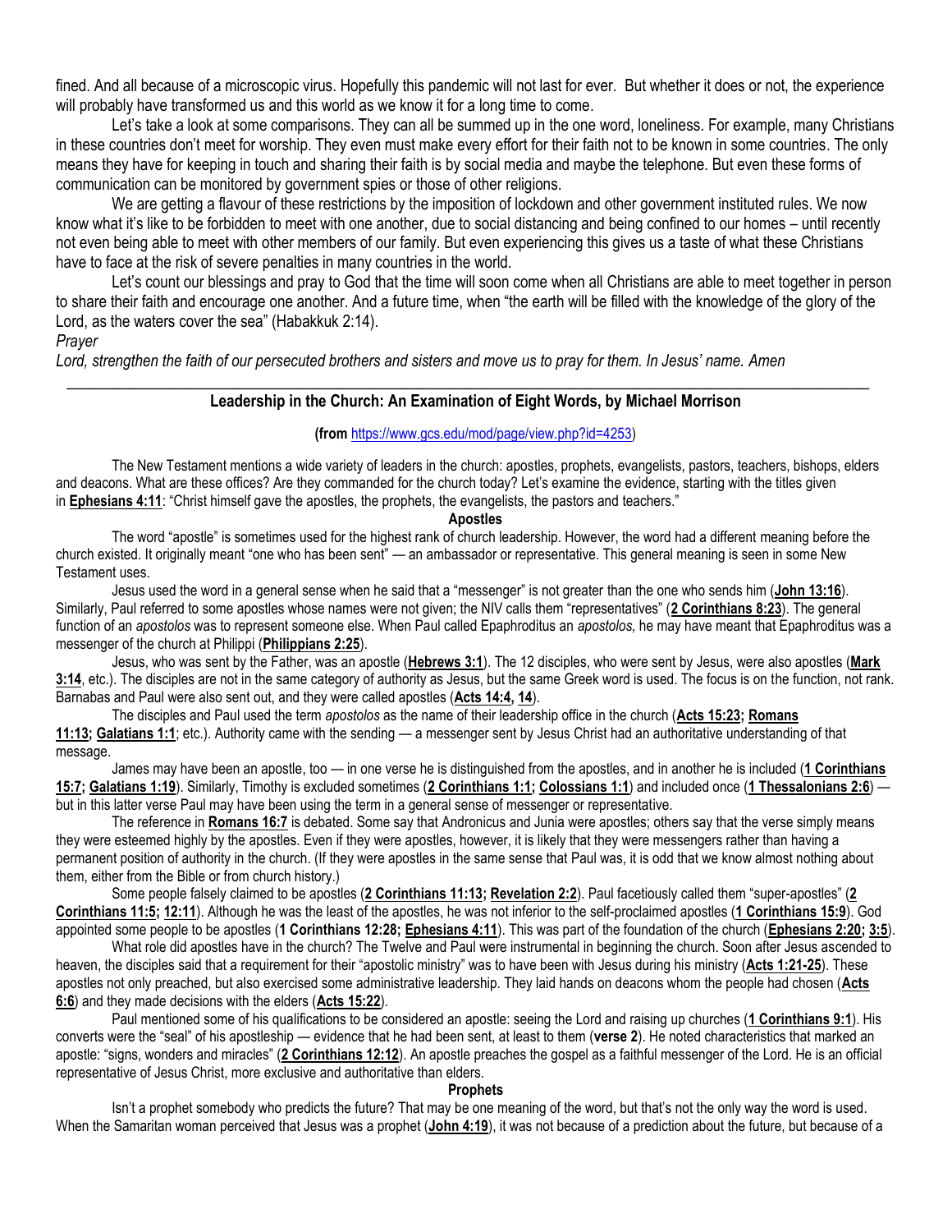fined. And all because of a microscopic virus. Hopefully this pandemic will not last for ever. But whether it does or not, the experience will probably have transformed us and this world as we know it for a long time to come.

Let's take a look at some comparisons. They can all be summed up in the one word, loneliness. For example, many Christians in these countries don't meet for worship. They even must make every effort for their faith not to be known in some countries. The only means they have for keeping in touch and sharing their faith is by social media and maybe the telephone. But even these forms of communication can be monitored by government spies or those of other religions.

We are getting a flavour of these restrictions by the imposition of lockdown and other government instituted rules. We now know what it's like to be forbidden to meet with one another, due to social distancing and being confined to our homes – until recently not even being able to meet with other members of our family. But even experiencing this gives us a taste of what these Christians have to face at the risk of severe penalties in many countries in the world.

Let's count our blessings and pray to God that the time will soon come when all Christians are able to meet together in person to share their faith and encourage one another. And a future time, when "the earth will be filled with the knowledge of the glory of the Lord, as the waters cover the sea" (Habakkuk 2:14).

*Prayer*

*Lord, strengthen the faith of our persecuted brothers and sisters and move us to pray for them. In Jesus' name. Amen*

---

## Leadership in the Church: An Examination of Eight Words, by Michael Morrison

**(from** https://www.gcs.edu/mod/page/view.php?id=4253)

The New Testament mentions a wide variety of leaders in the church: apostles, prophets, evangelists, pastors, teachers, bishops, elders and deacons. What are these offices? Are they commanded for the church today? Let's examine the evidence, starting with the titles given in **Ephesians 4:11**: "Christ himself gave the apostles, the prophets, the evangelists, the pastors and teachers."

### Apostles

The word "apostle" is sometimes used for the highest rank of church leadership. However, the word had a different meaning before the church existed. It originally meant "one who has been sent" — an ambassador or representative. This general meaning is seen in some New Testament uses.

Jesus used the word in a general sense when he said that a "messenger" is not greater than the one who sends him (**John 13:16**). Similarly, Paul referred to some apostles whose names were not given; the NIV calls them "representatives" (**2 Corinthians 8:23**). The general function of an *apostolos* was to represent someone else. When Paul called Epaphroditus an *apostolos,* he may have meant that Epaphroditus was a messenger of the church at Philippi (**Philippians 2:25**).

Jesus, who was sent by the Father, was an apostle (**Hebrews 3:1**). The 12 disciples, who were sent by Jesus, were also apostles (**Mark 3:14**, etc.). The disciples are not in the same category of authority as Jesus, but the same Greek word is used. The focus is on the function, not rank. Barnabas and Paul were also sent out, and they were called apostles (**Acts 14:4, 14**).

The disciples and Paul used the term *apostolos* as the name of their leadership office in the church (**Acts 15:23; Romans 11:13; Galatians 1:1**; etc.). Authority came with the sending — a messenger sent by Jesus Christ had an authoritative understanding of that message.

James may have been an apostle, too — in one verse he is distinguished from the apostles, and in another he is included (**1 Corinthians 15:7; Galatians 1:19**). Similarly, Timothy is excluded sometimes (**2 Corinthians 1:1; Colossians 1:1**) and included once (**1 Thessalonians 2:6**) — but in this latter verse Paul may have been using the term in a general sense of messenger or representative.

The reference in **Romans 16:7** is debated. Some say that Andronicus and Junia were apostles; others say that the verse simply means they were esteemed highly by the apostles. Even if they were apostles, however, it is likely that they were messengers rather than having a permanent position of authority in the church. (If they were apostles in the same sense that Paul was, it is odd that we know almost nothing about them, either from the Bible or from church history.)

Some people falsely claimed to be apostles (**2 Corinthians 11:13; Revelation 2:2**). Paul facetiously called them "super-apostles" (**2 Corinthians 11:5; 12:11**). Although he was the least of the apostles, he was not inferior to the self-proclaimed apostles (**1 Corinthians 15:9**). God appointed some people to be apostles (**1 Corinthians 12:28; Ephesians 4:11**). This was part of the foundation of the church (**Ephesians 2:20; 3:5**).

What role did apostles have in the church? The Twelve and Paul were instrumental in beginning the church. Soon after Jesus ascended to heaven, the disciples said that a requirement for their "apostolic ministry" was to have been with Jesus during his ministry (**Acts 1:21-25**). These apostles not only preached, but also exercised some administrative leadership. They laid hands on deacons whom the people had chosen (**Acts 6:6**) and they made decisions with the elders (**Acts 15:22**).

Paul mentioned some of his qualifications to be considered an apostle: seeing the Lord and raising up churches (**1 Corinthians 9:1**). His converts were the "seal" of his apostleship — evidence that he had been sent, at least to them (**verse 2**). He noted characteristics that marked an apostle: "signs, wonders and miracles" (**2 Corinthians 12:12**). An apostle preaches the gospel as a faithful messenger of the Lord. He is an official representative of Jesus Christ, more exclusive and authoritative than elders.

### Prophets

Isn't a prophet somebody who predicts the future? That may be one meaning of the word, but that's not the only way the word is used. When the Samaritan woman perceived that Jesus was a prophet (**John 4:19**), it was not because of a prediction about the future, but because of a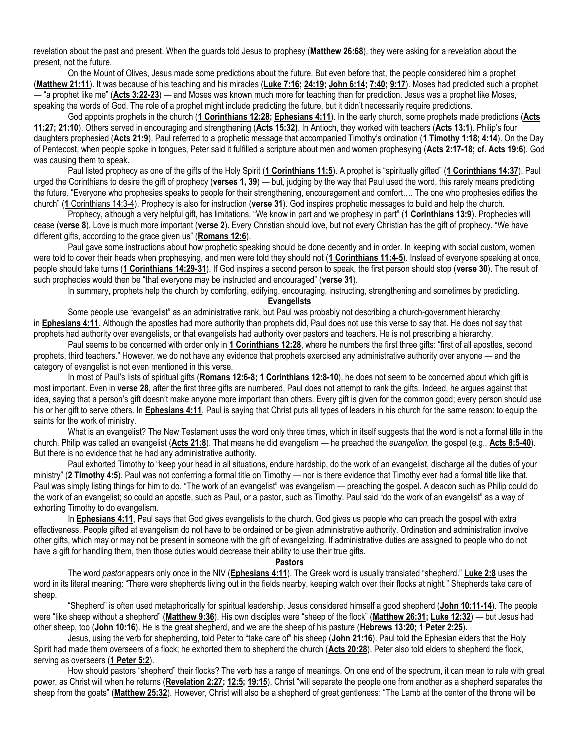revelation about the past and present. When the guards told Jesus to prophesy (**Matthew 26:68**), they were asking for a revelation about the present, not the future.

On the Mount of Olives, Jesus made some predictions about the future. But even before that, the people considered him a prophet (**Matthew 21:11**). It was because of his teaching and his miracles (**Luke 7:16; 24:19; John 6:14; 7:40; 9:17**). Moses had predicted such a prophet — "a prophet like me" (**Acts 3:22-23**) — and Moses was known much more for teaching than for prediction. Jesus was a prophet like Moses, speaking the words of God. The role of a prophet might include predicting the future, but it didn't necessarily require predictions.

God appoints prophets in the church (**1 Corinthians 12:28; Ephesians 4:11**). In the early church, some prophets made predictions (**Acts 11:27; 21:10**). Others served in encouraging and strengthening (**Acts 15:32)**. In Antioch, they worked with teachers (**Acts 13:1**). Philip's four daughters prophesied (**Acts 21:9**). Paul referred to a prophetic message that accompanied Timothy's ordination (**1 Timothy 1:18; 4:14**). On the Day of Pentecost, when people spoke in tongues, Peter said it fulfilled a scripture about men and women prophesying (**Acts 2:17-18; cf. Acts 19:6**). God was causing them to speak.

Paul listed prophecy as one of the gifts of the Holy Spirit (**1 Corinthians 11:5**). A prophet is "spiritually gifted" (**1 Corinthians 14:37**). Paul urged the Corinthians to desire the gift of prophecy (**verses 1, 39**) — but, judging by the way that Paul used the word, this rarely means predicting the future. "Everyone who prophesies speaks to people for their strengthening, encouragement and comfort…. The one who prophesies edifies the church" (1 Corinthians 14:3-4). Prophecy is also for instruction (**verse 31**). God inspires prophetic messages to build and help the church.

Prophecy, although a very helpful gift, has limitations. "We know in part and we prophesy in part" (**1 Corinthians 13:9**). Prophecies will cease (**verse 8**). Love is much more important (**verse 2**). Every Christian should love, but not every Christian has the gift of prophecy. "We have different gifts, according to the grace given us" (**Romans 12:6**).

Paul gave some instructions about how prophetic speaking should be done decently and in order. In keeping with social custom, women were told to cover their heads when prophesying, and men were told they should not (**1 Corinthians 11:4-5**). Instead of everyone speaking at once, people should take turns (**1 Corinthians 14:29-31**). If God inspires a second person to speak, the first person should stop (**verse 30**). The result of such prophecies would then be "that everyone may be instructed and encouraged" (**verse 31**).

In summary, prophets help the church by comforting, edifying, encouraging, instructing, strengthening and sometimes by predicting.

### Evangelists

Some people use "evangelist" as an administrative rank, but Paul was probably not describing a church-government hierarchy in **Ephesians 4:11**. Although the apostles had more authority than prophets did, Paul does not use this verse to say that. He does not say that prophets had authority over evangelists, or that evangelists had authority over pastors and teachers. He is not prescribing a hierarchy.

Paul seems to be concerned with order only in **1 Corinthians 12:28**, where he numbers the first three gifts: "first of all apostles, second prophets, third teachers." However, we do not have any evidence that prophets exercised any administrative authority over anyone — and the category of evangelist is not even mentioned in this verse.

In most of Paul's lists of spiritual gifts (**Romans 12:6-8; 1 Corinthians 12:8-10**), he does not seem to be concerned about which gift is most important. Even in **verse 28**, after the first three gifts are numbered, Paul does not attempt to rank the gifts. Indeed, he argues against that idea, saying that a person's gift doesn't make anyone more important than others. Every gift is given for the common good; every person should use his or her gift to serve others. In **Ephesians 4:11**, Paul is saying that Christ puts all types of leaders in his church for the same reason: to equip the saints for the work of ministry.

What is an evangelist? The New Testament uses the word only three times, which in itself suggests that the word is not a formal title in the church. Philip was called an evangelist (**Acts 21:8**). That means he did evangelism — he preached the *euangelion,* the gospel (e.g., **Acts 8:5-40**). But there is no evidence that he had any administrative authority.

Paul exhorted Timothy to "keep your head in all situations, endure hardship, do the work of an evangelist, discharge all the duties of your ministry" (**2 Timothy 4:5**). Paul was not conferring a formal title on Timothy — nor is there evidence that Timothy ever had a formal title like that. Paul was simply listing things for him to do. "The work of an evangelist" was evangelism — preaching the gospel. A deacon such as Philip could do the work of an evangelist; so could an apostle, such as Paul, or a pastor, such as Timothy. Paul said "do the work of an evangelist" as a way of exhorting Timothy to do evangelism.

In **Ephesians 4:11**, Paul says that God gives evangelists to the church. God gives us people who can preach the gospel with extra effectiveness. People gifted at evangelism do not have to be ordained or be given administrative authority. Ordination and administration involve other gifts, which may or may not be present in someone with the gift of evangelizing. If administrative duties are assigned to people who do not have a gift for handling them, then those duties would decrease their ability to use their true gifts.

### Pastors

The word *pastor* appears only once in the NIV (**Ephesians 4:11**). The Greek word is usually translated "shepherd." **Luke 2:8** uses the word in its literal meaning: "There were shepherds living out in the fields nearby, keeping watch over their flocks at night." Shepherds take care of sheep.

"Shepherd" is often used metaphorically for spiritual leadership. Jesus considered himself a good shepherd (**John 10:11-14**). The people were "like sheep without a shepherd" (**Matthew 9:36**). His own disciples were "sheep of the flock" (**Matthew 26:31; Luke 12:32**) — but Jesus had other sheep, too (**John 10:16**). He is the great shepherd, and we are the sheep of his pasture (**Hebrews 13:20; 1 Peter 2:25**).

Jesus, using the verb for shepherding, told Peter to "take care of" his sheep (**John 21:16**). Paul told the Ephesian elders that the Holy Spirit had made them overseers of a flock; he exhorted them to shepherd the church (**Acts 20:28**). Peter also told elders to shepherd the flock, serving as overseers (**1 Peter 5:2**).

How should pastors "shepherd" their flocks? The verb has a range of meanings. On one end of the spectrum, it can mean to rule with great power, as Christ will when he returns (**Revelation 2:27; 12:5; 19:15**). Christ "will separate the people one from another as a shepherd separates the sheep from the goats" (**Matthew 25:32**). However, Christ will also be a shepherd of great gentleness: "The Lamb at the center of the throne will be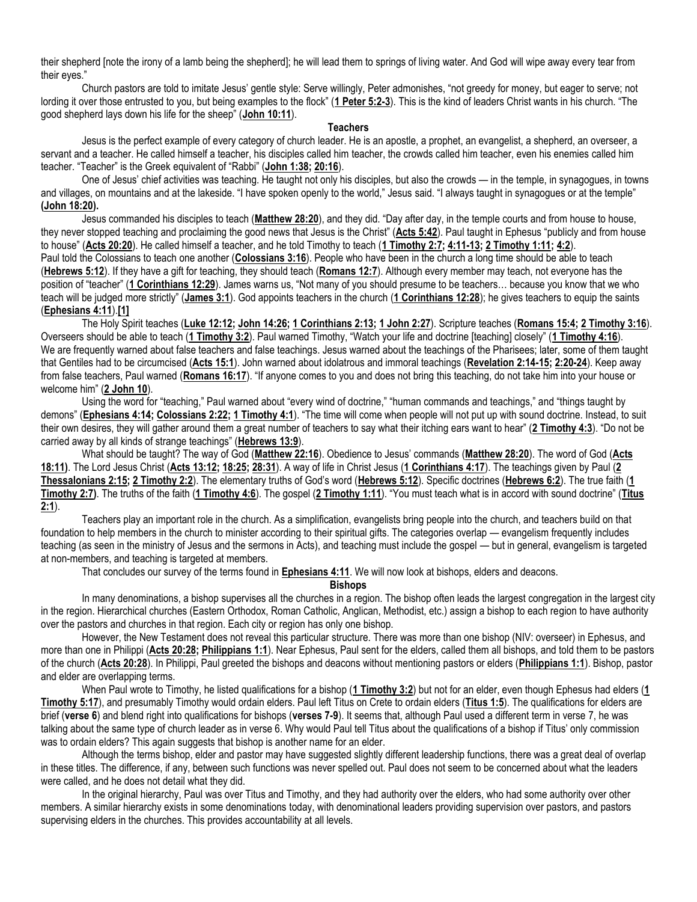their shepherd [note the irony of a lamb being the shepherd]; he will lead them to springs of living water. And God will wipe away every tear from their eyes."

Church pastors are told to imitate Jesus' gentle style: Serve willingly, Peter admonishes, "not greedy for money, but eager to serve; not lording it over those entrusted to you, but being examples to the flock" (**1 Peter 5:2-3**). This is the kind of leaders Christ wants in his church. "The good shepherd lays down his life for the sheep" (**John 10:11**).

### Teachers

Jesus is the perfect example of every category of church leader. He is an apostle, a prophet, an evangelist, a shepherd, an overseer, a servant and a teacher. He called himself a teacher, his disciples called him teacher, the crowds called him teacher, even his enemies called him teacher. "Teacher" is the Greek equivalent of "Rabbi" (**John 1:38; 20:16**).

One of Jesus' chief activities was teaching. He taught not only his disciples, but also the crowds — in the temple, in synagogues, in towns and villages, on mountains and at the lakeside. "I have spoken openly to the world," Jesus said. "I always taught in synagogues or at the temple" **(John 18:20).**

Jesus commanded his disciples to teach (**Matthew 28:20**), and they did. "Day after day, in the temple courts and from house to house, they never stopped teaching and proclaiming the good news that Jesus is the Christ" (**Acts 5:42**). Paul taught in Ephesus "publicly and from house to house" (**Acts 20:20**). He called himself a teacher, and he told Timothy to teach (**1 Timothy 2:7; 4:11-13; 2 Timothy 1:11; 4:2**). Paul told the Colossians to teach one another (**Colossians 3:16**). People who have been in the church a long time should be able to teach (**Hebrews 5:12**). If they have a gift for teaching, they should teach (**Romans 12:7**). Although every member may teach, not everyone has the position of "teacher" (**1 Corinthians 12:29**). James warns us, "Not many of you should presume to be teachers… because you know that we who teach will be judged more strictly" (**James 3:1**). God appoints teachers in the church (**1 Corinthians 12:28**); he gives teachers to equip the saints (**Ephesians 4:11**).**[1]**

The Holy Spirit teaches (**Luke 12:12; John 14:26; 1 Corinthians 2:13; 1 John 2:27**). Scripture teaches (**Romans 15:4; 2 Timothy 3:16**). Overseers should be able to teach (**1 Timothy 3:2**). Paul warned Timothy, "Watch your life and doctrine [teaching] closely" (**1 Timothy 4:16**). We are frequently warned about false teachers and false teachings. Jesus warned about the teachings of the Pharisees; later, some of them taught that Gentiles had to be circumcised (**Acts 15:1**). John warned about idolatrous and immoral teachings (**Revelation 2:14-15; 2:20-24**). Keep away from false teachers, Paul warned (**Romans 16:17**). "If anyone comes to you and does not bring this teaching, do not take him into your house or welcome him" (**2 John 10**).

Using the word for "teaching," Paul warned about "every wind of doctrine," "human commands and teachings," and "things taught by demons" (**Ephesians 4:14; Colossians 2:22; 1 Timothy 4:1**). "The time will come when people will not put up with sound doctrine. Instead, to suit their own desires, they will gather around them a great number of teachers to say what their itching ears want to hear" (**2 Timothy 4:3**). "Do not be carried away by all kinds of strange teachings" (**Hebrews 13:9**).

What should be taught? The way of God (**Matthew 22:16**). Obedience to Jesus' commands (**Matthew 28:20**). The word of God (**Acts 18:11**). The Lord Jesus Christ (**Acts 13:12; 18:25; 28:31**). A way of life in Christ Jesus (**1 Corinthians 4:17**). The teachings given by Paul (**2 Thessalonians 2:15; 2 Timothy 2:2**). The elementary truths of God's word (**Hebrews 5:12**). Specific doctrines (**Hebrews 6:2**). The true faith (**1 Timothy 2:7**). The truths of the faith (**1 Timothy 4:6**). The gospel (**2 Timothy 1:11**). "You must teach what is in accord with sound doctrine" (**Titus 2:1**).

Teachers play an important role in the church. As a simplification, evangelists bring people into the church, and teachers build on that foundation to help members in the church to minister according to their spiritual gifts. The categories overlap — evangelism frequently includes teaching (as seen in the ministry of Jesus and the sermons in Acts), and teaching must include the gospel — but in general, evangelism is targeted at non-members, and teaching is targeted at members.

That concludes our survey of the terms found in **Ephesians 4:11**. We will now look at bishops, elders and deacons.

### Bishops

In many denominations, a bishop supervises all the churches in a region. The bishop often leads the largest congregation in the largest city in the region. Hierarchical churches (Eastern Orthodox, Roman Catholic, Anglican, Methodist, etc.) assign a bishop to each region to have authority over the pastors and churches in that region. Each city or region has only one bishop.

However, the New Testament does not reveal this particular structure. There was more than one bishop (NIV: overseer) in Ephesus, and more than one in Philippi (**Acts 20:28; Philippians 1:1**). Near Ephesus, Paul sent for the elders, called them all bishops, and told them to be pastors of the church (**Acts 20:28**). In Philippi, Paul greeted the bishops and deacons without mentioning pastors or elders (**Philippians 1:1**). Bishop, pastor and elder are overlapping terms.

When Paul wrote to Timothy, he listed qualifications for a bishop (**1 Timothy 3:2**) but not for an elder, even though Ephesus had elders (**1 Timothy 5:17**), and presumably Timothy would ordain elders. Paul left Titus on Crete to ordain elders (**Titus 1:5**). The qualifications for elders are brief (**verse 6**) and blend right into qualifications for bishops (**verses 7-9**). It seems that, although Paul used a different term in verse 7, he was talking about the same type of church leader as in verse 6. Why would Paul tell Titus about the qualifications of a bishop if Titus' only commission was to ordain elders? This again suggests that bishop is another name for an elder.

Although the terms bishop, elder and pastor may have suggested slightly different leadership functions, there was a great deal of overlap in these titles. The difference, if any, between such functions was never spelled out. Paul does not seem to be concerned about what the leaders were called, and he does not detail what they did.

In the original hierarchy, Paul was over Titus and Timothy, and they had authority over the elders, who had some authority over other members. A similar hierarchy exists in some denominations today, with denominational leaders providing supervision over pastors, and pastors supervising elders in the churches. This provides accountability at all levels.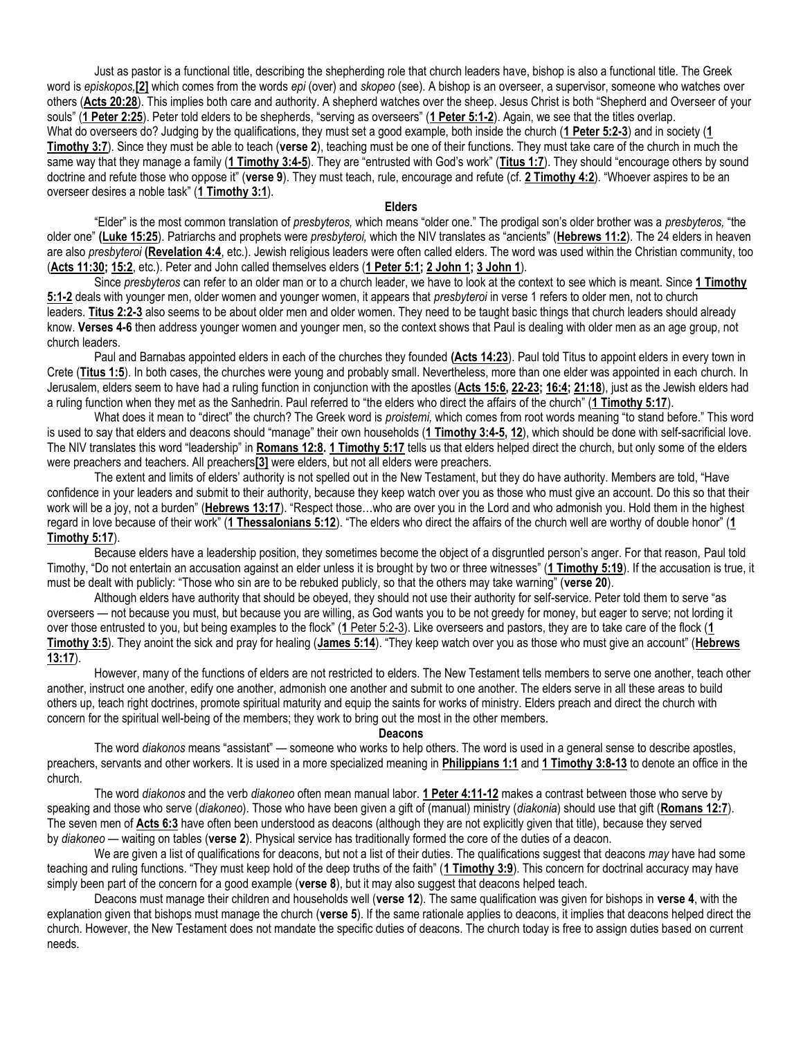Just as pastor is a functional title, describing the shepherding role that church leaders have, bishop is also a functional title. The Greek word is *episkopos,***[2]** which comes from the words *epi* (over) and *skopeo* (see). A bishop is an overseer, a supervisor, someone who watches over others (**Acts 20:28**). This implies both care and authority. A shepherd watches over the sheep. Jesus Christ is both "Shepherd and Overseer of your souls" (**1 Peter 2:25**). Peter told elders to be shepherds, "serving as overseers" (**1 Peter 5:1-2**). Again, we see that the titles overlap.

What do overseers do? Judging by the qualifications, they must set a good example, both inside the church (**1 Peter 5:2-3**) and in society (**1 Timothy 3:7**). Since they must be able to teach (**verse 2**), teaching must be one of their functions. They must take care of the church in much the same way that they manage a family (**1 Timothy 3:4-5**). They are "entrusted with God's work" (**Titus 1:7**). They should "encourage others by sound doctrine and refute those who oppose it" (**verse 9**). They must teach, rule, encourage and refute (cf. **2 Timothy 4:2**). "Whoever aspires to be an overseer desires a noble task" (**1 Timothy 3:1**).

## Elders

"Elder" is the most common translation of *presbyteros,* which means "older one." The prodigal son's older brother was a *presbyteros,* "the older one" **(Luke 15:25**). Patriarchs and prophets were *presbyteroi,* which the NIV translates as "ancients" (**Hebrews 11:2**). The 24 elders in heaven are also *presbyteroi* **(Revelation 4:4**, etc.). Jewish religious leaders were often called elders. The word was used within the Christian community, too (**Acts 11:30; 15:2**, etc.). Peter and John called themselves elders (**1 Peter 5:1; 2 John 1; 3 John 1**).

Since *presbyteros* can refer to an older man or to a church leader, we have to look at the context to see which is meant. Since **1 Timothy 5:1-2** deals with younger men, older women and younger women, it appears that *presbyteroi* in verse 1 refers to older men, not to church leaders. **Titus 2:2-3** also seems to be about older men and older women. They need to be taught basic things that church leaders should already know. **Verses 4-6** then address younger women and younger men, so the context shows that Paul is dealing with older men as an age group, not church leaders.

Paul and Barnabas appointed elders in each of the churches they founded **(Acts 14:23**). Paul told Titus to appoint elders in every town in Crete (**Titus 1:5**). In both cases, the churches were young and probably small. Nevertheless, more than one elder was appointed in each church. In Jerusalem, elders seem to have had a ruling function in conjunction with the apostles (**Acts 15:6, 22-23; 16:4; 21:18**), just as the Jewish elders had a ruling function when they met as the Sanhedrin. Paul referred to "the elders who direct the affairs of the church" (**1 Timothy 5:17**).

What does it mean to "direct" the church? The Greek word is *proistemi,* which comes from root words meaning "to stand before." This word is used to say that elders and deacons should "manage" their own households (**1 Timothy 3:4-5, 12**), which should be done with self-sacrificial love. The NIV translates this word "leadership" in **Romans 12:8. 1 Timothy 5:17** tells us that elders helped direct the church, but only some of the elders were preachers and teachers. All preachers**[3]** were elders, but not all elders were preachers.

The extent and limits of elders' authority is not spelled out in the New Testament, but they do have authority. Members are told, "Have confidence in your leaders and submit to their authority, because they keep watch over you as those who must give an account. Do this so that their work will be a joy, not a burden" (**Hebrews 13:17**). "Respect those…who are over you in the Lord and who admonish you. Hold them in the highest regard in love because of their work" (**1 Thessalonians 5:12**). "The elders who direct the affairs of the church well are worthy of double honor" (**1 Timothy 5:17**).

Because elders have a leadership position, they sometimes become the object of a disgruntled person's anger. For that reason, Paul told Timothy, "Do not entertain an accusation against an elder unless it is brought by two or three witnesses" (**1 Timothy 5:19**). If the accusation is true, it must be dealt with publicly: "Those who sin are to be rebuked publicly, so that the others may take warning" (**verse 20**).

Although elders have authority that should be obeyed, they should not use their authority for self-service. Peter told them to serve "as overseers — not because you must, but because you are willing, as God wants you to be not greedy for money, but eager to serve; not lording it over those entrusted to you, but being examples to the flock" (**1** Peter 5:2-3). Like overseers and pastors, they are to take care of the flock (**1 Timothy 3:5**). They anoint the sick and pray for healing (**James 5:14**). "They keep watch over you as those who must give an account" (**Hebrews 13:17**).

However, many of the functions of elders are not restricted to elders. The New Testament tells members to serve one another, teach other another, instruct one another, edify one another, admonish one another and submit to one another. The elders serve in all these areas to build others up, teach right doctrines, promote spiritual maturity and equip the saints for works of ministry. Elders preach and direct the church with concern for the spiritual well-being of the members; they work to bring out the most in the other members.

## Deacons

The word *diakonos* means "assistant" — someone who works to help others. The word is used in a general sense to describe apostles, preachers, servants and other workers. It is used in a more specialized meaning in **Philippians 1:1** and **1 Timothy 3:8-13** to denote an office in the church.

The word *diakonos* and the verb *diakoneo* often mean manual labor. **1 Peter 4:11-12** makes a contrast between those who serve by speaking and those who serve (*diakoneo*). Those who have been given a gift of (manual) ministry (*diakonia*) should use that gift (**Romans 12:7**). The seven men of **Acts 6:3** have often been understood as deacons (although they are not explicitly given that title), because they served by *diakoneo* — waiting on tables (**verse 2**). Physical service has traditionally formed the core of the duties of a deacon.

We are given a list of qualifications for deacons, but not a list of their duties. The qualifications suggest that deacons *may* have had some teaching and ruling functions. "They must keep hold of the deep truths of the faith" (**1 Timothy 3:9**). This concern for doctrinal accuracy may have simply been part of the concern for a good example (**verse 8**), but it may also suggest that deacons helped teach.

Deacons must manage their children and households well (**verse 12**). The same qualification was given for bishops in **verse 4**, with the explanation given that bishops must manage the church (**verse 5**). If the same rationale applies to deacons, it implies that deacons helped direct the church. However, the New Testament does not mandate the specific duties of deacons. The church today is free to assign duties based on current needs.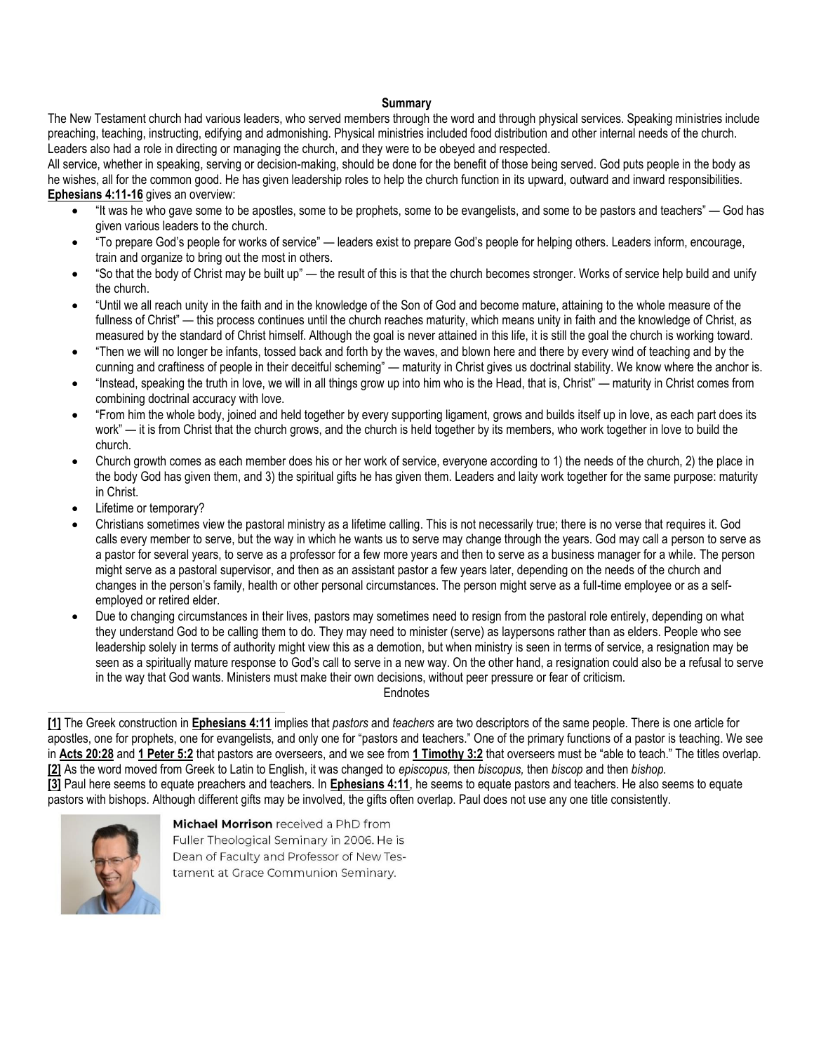## Summary

The New Testament church had various leaders, who served members through the word and through physical services. Speaking ministries include preaching, teaching, instructing, edifying and admonishing. Physical ministries included food distribution and other internal needs of the church. Leaders also had a role in directing or managing the church, and they were to be obeyed and respected.

All service, whether in speaking, serving or decision-making, should be done for the benefit of those being served. God puts people in the body as he wishes, all for the common good. He has given leadership roles to help the church function in its upward, outward and inward responsibilities. **Ephesians 4:11-16** gives an overview:

- "It was he who gave some to be apostles, some to be prophets, some to be evangelists, and some to be pastors and teachers" — God has given various leaders to the church.
- "To prepare God's people for works of service" — leaders exist to prepare God's people for helping others. Leaders inform, encourage, train and organize to bring out the most in others.
- "So that the body of Christ may be built up" — the result of this is that the church becomes stronger. Works of service help build and unify the church.
- "Until we all reach unity in the faith and in the knowledge of the Son of God and become mature, attaining to the whole measure of the fullness of Christ" — this process continues until the church reaches maturity, which means unity in faith and the knowledge of Christ, as measured by the standard of Christ himself. Although the goal is never attained in this life, it is still the goal the church is working toward.
- "Then we will no longer be infants, tossed back and forth by the waves, and blown here and there by every wind of teaching and by the cunning and craftiness of people in their deceitful scheming" — maturity in Christ gives us doctrinal stability. We know where the anchor is.
- "Instead, speaking the truth in love, we will in all things grow up into him who is the Head, that is, Christ" — maturity in Christ comes from combining doctrinal accuracy with love.
- "From him the whole body, joined and held together by every supporting ligament, grows and builds itself up in love, as each part does its work" — it is from Christ that the church grows, and the church is held together by its members, who work together in love to build the church.
- Church growth comes as each member does his or her work of service, everyone according to 1) the needs of the church, 2) the place in the body God has given them, and 3) the spiritual gifts he has given them. Leaders and laity work together for the same purpose: maturity in Christ.
- Lifetime or temporary?
- Christians sometimes view the pastoral ministry as a lifetime calling. This is not necessarily true; there is no verse that requires it. God calls every member to serve, but the way in which he wants us to serve may change through the years. God may call a person to serve as a pastor for several years, to serve as a professor for a few more years and then to serve as a business manager for a while. The person might serve as a pastoral supervisor, and then as an assistant pastor a few years later, depending on the needs of the church and changes in the person's family, health or other personal circumstances. The person might serve as a full-time employee or as a self-employed or retired elder.
- Due to changing circumstances in their lives, pastors may sometimes need to resign from the pastoral role entirely, depending on what they understand God to be calling them to do. They may need to minister (serve) as laypersons rather than as elders. People who see leadership solely in terms of authority might view this as a demotion, but when ministry is seen in terms of service, a resignation may be seen as a spiritually mature response to God's call to serve in a new way. On the other hand, a resignation could also be a refusal to serve in the way that God wants. Ministers must make their own decisions, without peer pressure or fear of criticism.

Endnotes

---

**[1]** The Greek construction in **Ephesians 4:11** implies that *pastors* and *teachers* are two descriptors of the same people. There is one article for apostles, one for prophets, one for evangelists, and only one for "pastors and teachers." One of the primary functions of a pastor is teaching. We see in **Acts 20:28** and **1 Peter 5:2** that pastors are overseers, and we see from **1 Timothy 3:2** that overseers must be "able to teach." The titles overlap.

**[2]** As the word moved from Greek to Latin to English, it was changed to *episcopus,* then *biscopus,* then *biscop* and then *bishop.*

**[3]** Paul here seems to equate preachers and teachers. In **Ephesians 4:11**, he seems to equate pastors and teachers. He also seems to equate pastors with bishops. Although different gifts may be involved, the gifts often overlap. Paul does not use any one title consistently.

**Michael Morrison** received a PhD from Fuller Theological Seminary in 2006. He is Dean of Faculty and Professor of New Testament at Grace Communion Seminary.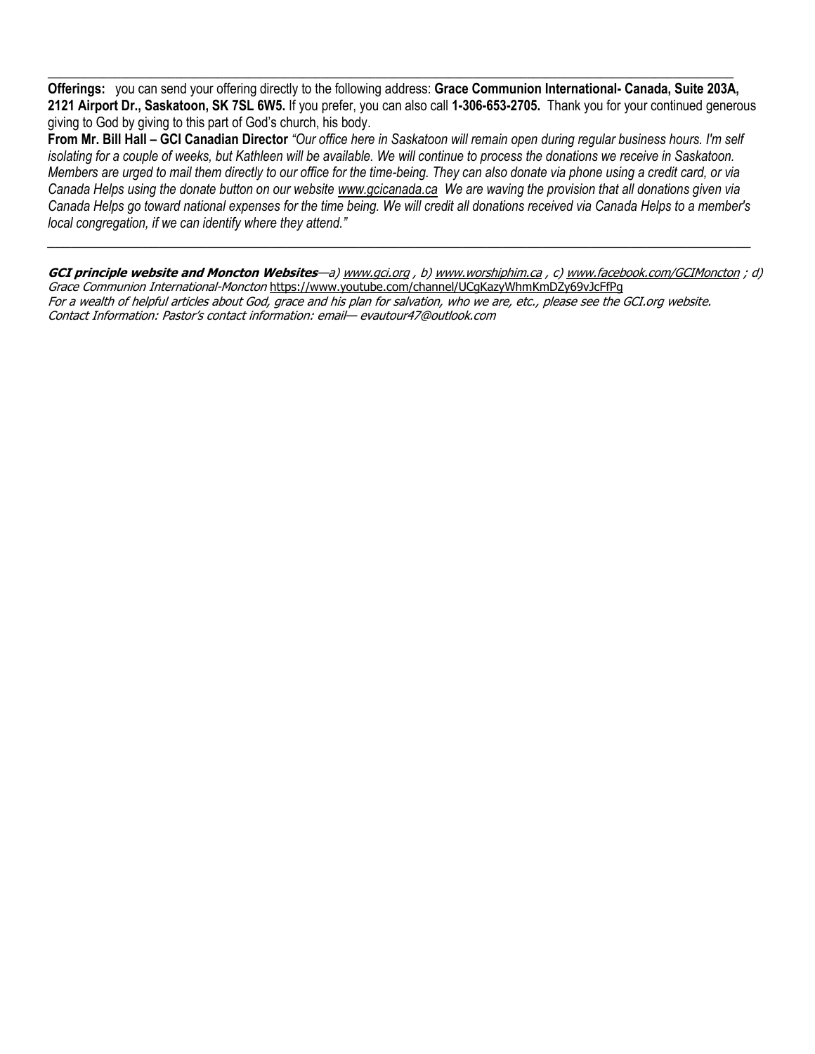**Offerings:** you can send your offering directly to the following address: **Grace Communion International- Canada, Suite 203A, 2121 Airport Dr., Saskatoon, SK 7SL 6W5.** If you prefer, you can also call **1-306-653-2705.** Thank you for your continued generous giving to God by giving to this part of God's church, his body.

**From Mr. Bill Hall – GCI Canadian Director** *"Our office here in Saskatoon will remain open during regular business hours. I'm self isolating for a couple of weeks, but Kathleen will be available. We will continue to process the donations we receive in Saskatoon. Members are urged to mail them directly to our office for the time-being. They can also donate via phone using a credit card, or via Canada Helps using the donate button on our website www.gcicanada.ca We are waving the provision that all donations given via Canada Helps go toward national expenses for the time being. We will credit all donations received via Canada Helps to a member's local congregation, if we can identify where they attend."*

---

***GCI principle website and Moncton Websites****—a) www.gci.org , b) www.worshiphim.ca , c) www.facebook.com/GCIMoncton ; d) Grace Communion International-Moncton* https://www.youtube.com/channel/UCgKazyWhmKmDZy69vJcFfPg

*For a wealth of helpful articles about God, grace and his plan for salvation, who we are, etc., please see the GCI.org website.*

*Contact Information: Pastor's contact information: email— evautour47@outlook.com*